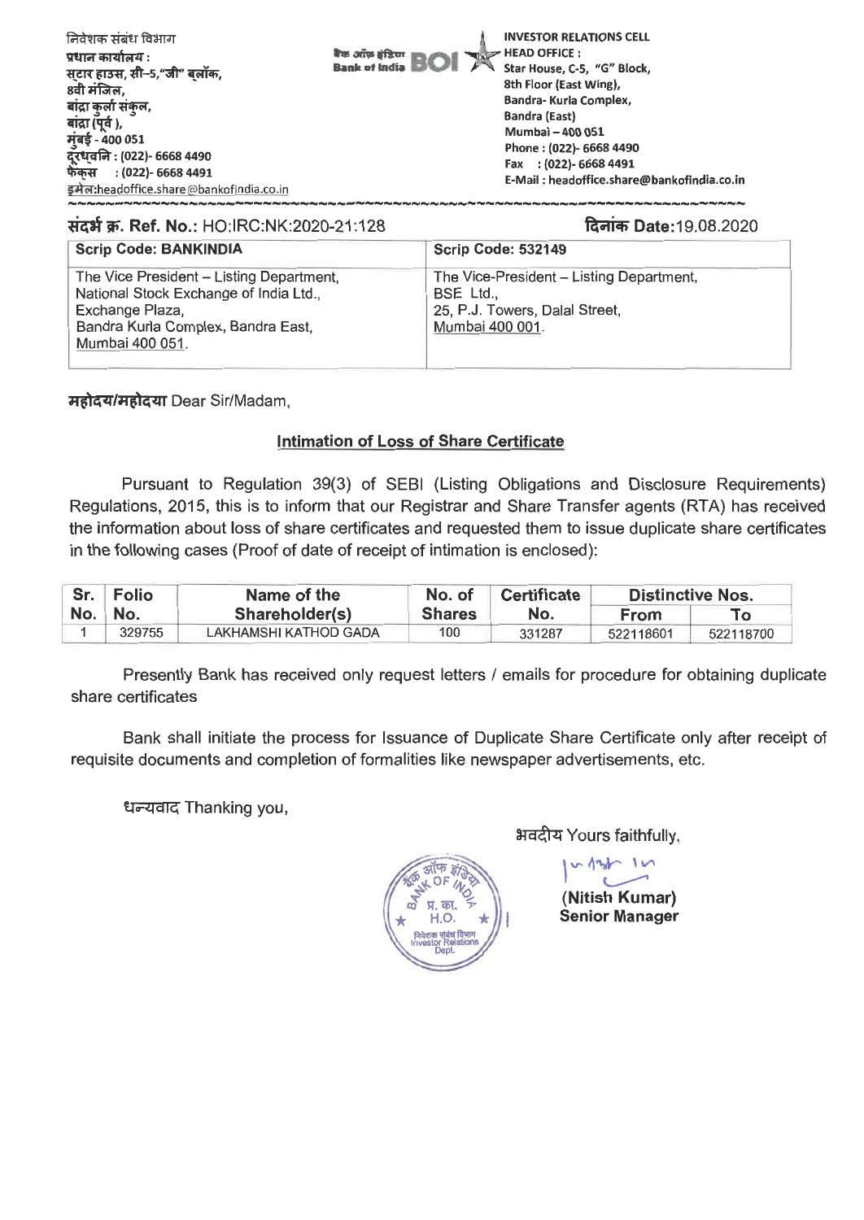निवेशक संबंध विभाग
प्रधान कार्यालय :
स्टार हाउस, सी–5,"जी" ब्लॉक,
8वी मंजिल,
बांद्रा कुर्ला संकुल,
बांद्रा (पूर्व ),
मुंबई - 400 051
दूरध्वनि : (022)- 6668 4490
फेक्स : (022)- 6668 4491
इमेल:headoffice.share@bankofindia.co.in

बैंक ऑफ इंडिया Bank of India BOI

INVESTOR RELATIONS CELL
HEAD OFFICE :
Star House, C-5, "G" Block,
8th Floor (East Wing),
Bandra- Kurla Complex,
Bandra (East)
Mumbai – 400 051
Phone : (022)- 6668 4490
Fax : (022)- 6668 4491
E-Mail : headoffice.share@bankofindia.co.in

**संदर्भ क्र. Ref. No.:** HO:IRC:NK:2020-21:128 **दिनांक Date:**19.08.2020

| Scrip Code: BANKINDIA | Scrip Code: 532149 |
|---|---|
| The Vice President – Listing Department, National Stock Exchange of India Ltd., Exchange Plaza, Bandra Kurla Complex, Bandra East, Mumbai 400 051. | The Vice-President – Listing Department, BSE Ltd., 25, P.J. Towers, Dalal Street, Mumbai 400 001. |

**महोदय/महोदया** Dear Sir/Madam,

## Intimation of Loss of Share Certificate

Pursuant to Regulation 39(3) of SEBI (Listing Obligations and Disclosure Requirements) Regulations, 2015, this is to inform that our Registrar and Share Transfer agents (RTA) has received the information about loss of share certificates and requested them to issue duplicate share certificates in the following cases (Proof of date of receipt of intimation is enclosed):

| Sr. No. | Folio No. | Name of the Shareholder(s) | No. of Shares | Certificate No. | Distinctive Nos. | |
|---|---|---|---|---|---|---|
| | | | | | From | To |
| 1 | 329755 | LAKHAMSHI KATHOD GADA | 100 | 331287 | 522118601 | 522118700 |

Presently Bank has received only request letters / emails for procedure for obtaining duplicate share certificates

Bank shall initiate the process for Issuance of Duplicate Share Certificate only after receipt of requisite documents and completion of formalities like newspaper advertisements, etc.

धन्यवाद Thanking you,

भवदीय Yours faithfully,

(Nitish Kumar)
Senior Manager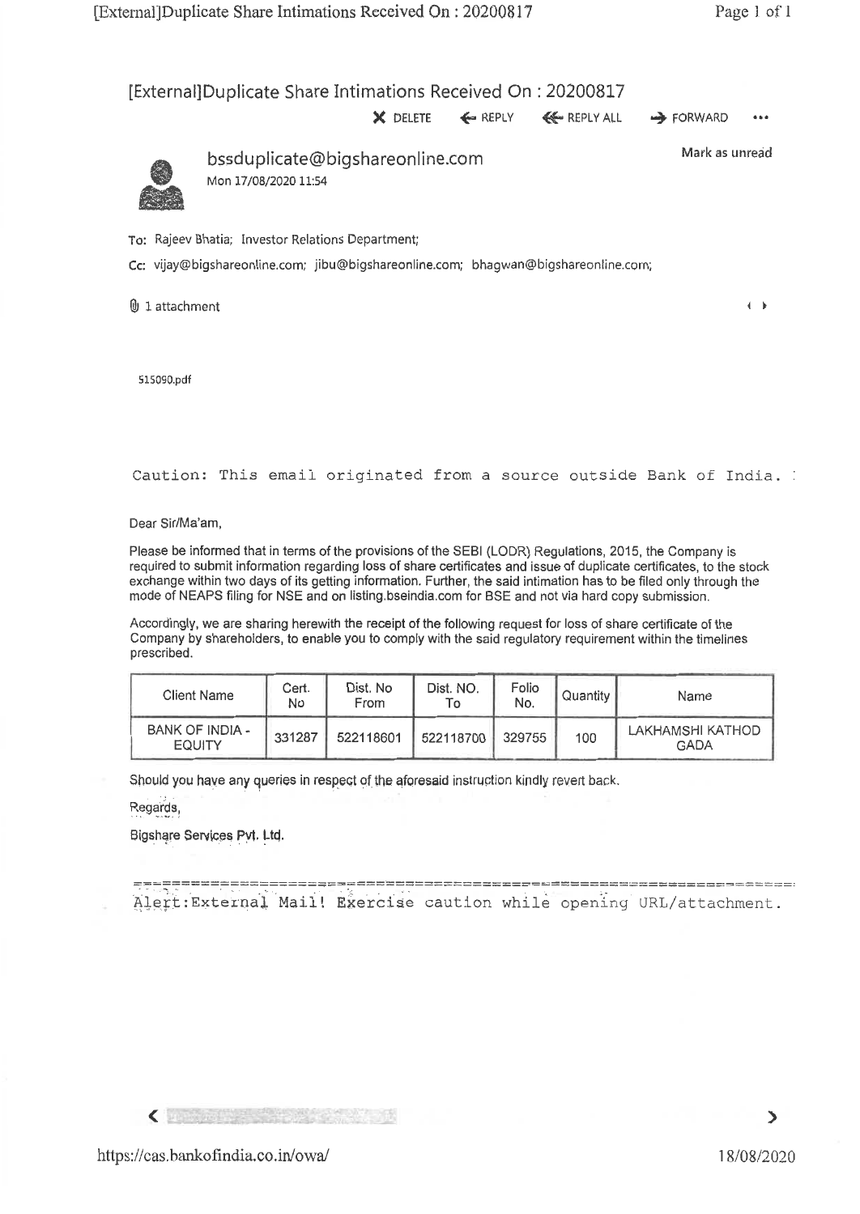# [External]Duplicate Share Intimations Received On : 20200817

X DELETE ← REPLY ≪ REPLY ALL → FORWARD •••

**bssduplicate@bigshareonline.com**
Mon 17/08/2020 11:54

Mark as unread

To: Rajeev Bhatia; Investor Relations Department;

Cc: vijay@bigshareonline.com; jibu@bigshareonline.com; bhagwan@bigshareonline.com;

1 attachment

515090.pdf

```
Caution: This email originated from a source outside Bank of India.
```

Dear Sir/Ma'am,

Please be informed that in terms of the provisions of the SEBI (LODR) Regulations, 2015, the Company is required to submit information regarding loss of share certificates and issue of duplicate certificates, to the stock exchange within two days of its getting information. Further, the said intimation has to be filed only through the mode of NEAPS filing for NSE and on listing.bseindia.com for BSE and not via hard copy submission.

Accordingly, we are sharing herewith the receipt of the following request for loss of share certificate of the Company by shareholders, to enable you to comply with the said regulatory requirement within the timelines prescribed.

| Client Name | Cert. No | Dist. No From | Dist. NO. To | Folio No. | Quantity | Name |
|---|---|---|---|---|---|---|
| BANK OF INDIA - EQUITY | 331287 | 522118601 | 522118700 | 329755 | 100 | LAKHAMSHI KATHOD GADA |

Should you have any queries in respect of the aforesaid instruction kindly revert back.

Regards,

Bigshare Services Pvt. Ltd.

```
Alert:External Mail! Exercise caution while opening URL/attachment.
```

https://cas.bankofindia.co.in/owa/

18/08/2020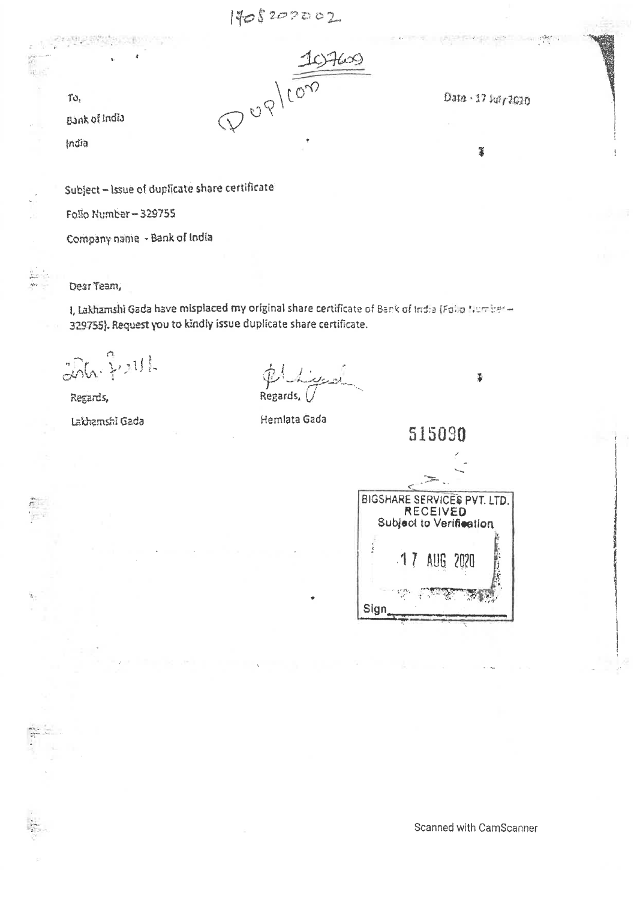1708202002

107609

Duplicate

To,

Bank of India

India

Date - 17 Jul/2020

Subject – Issue of duplicate share certificate

Folio Number – 329755

Company name - Bank of India

Dear Team,

I, Lakhamshi Gada have misplaced my original share certificate of Bank of India (Folio Number – 329755). Request you to kindly issue duplicate share certificate.

Regards,

Lakhamshi Gada

Regards,

Hemlata Gada

515090

BIGSHARE SERVICES PVT. LTD.
RECEIVED
Subject to Verification

17 AUG 2020

Sign_______________

Scanned with CamScanner